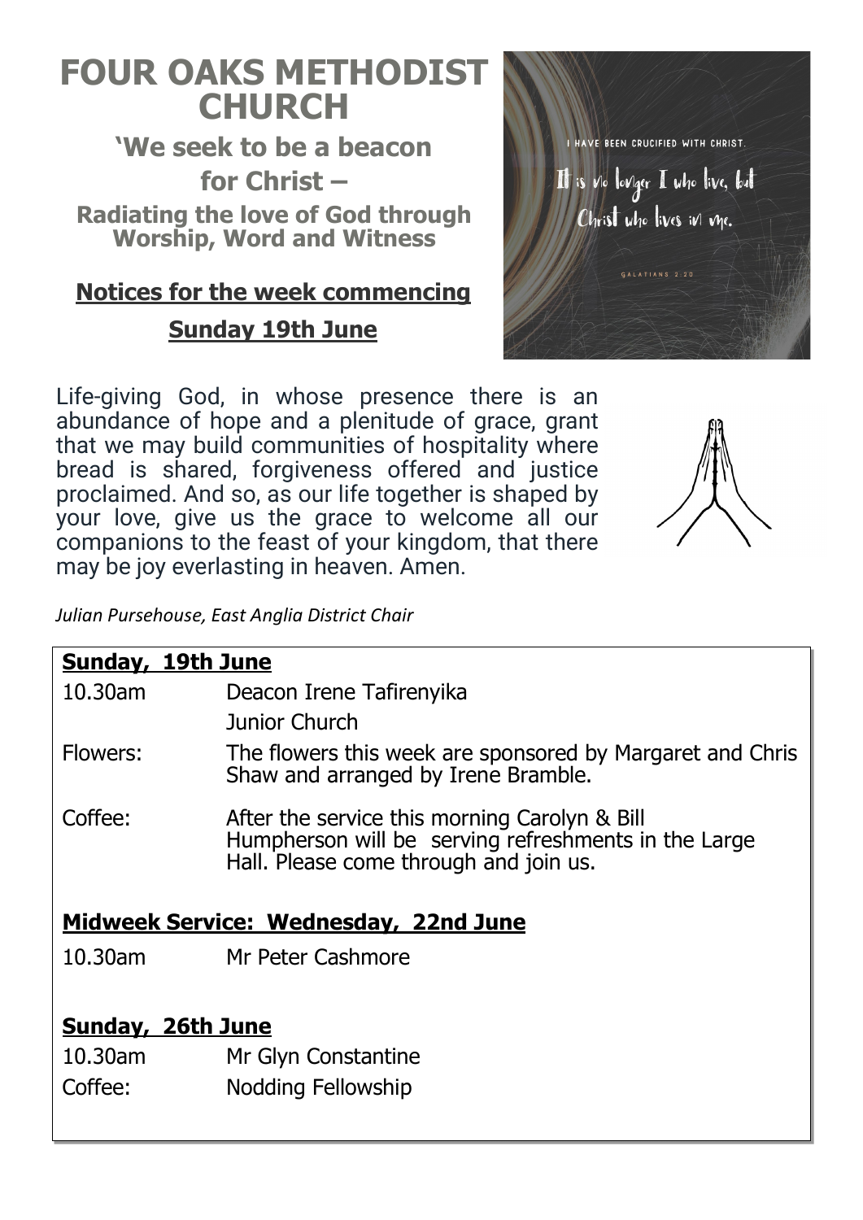# FOUR OAKS METHODIST CHURCH

**'We seek to be a beacon for Christ –**

**Radiating the love of God through Worship, Word and Witness**

## Notices for the week commencing Sunday 19th June

Life-giving God, in whose presence there is an abundance of hope and a plenitude of grace, grant that we may build communities of hospitality where bread is shared, forgiveness offered and justice proclaimed. And so, as our life together is shaped by your love, give us the grace to welcome all our companions to the feast of your kingdom, that there may be joy everlasting in heaven. Amen.

*Julian Pursehouse, East Anglia District Chair*

**Sunday, 19th June**

| | |
|---|---|
| 10.30am | Deacon Irene Tafirenyika |
| | Junior Church |
| Flowers: | The flowers this week are sponsored by Margaret and Chris Shaw and arranged by Irene Bramble. |
| Coffee: | After the service this morning Carolyn & Bill Humpherson will be serving refreshments in the Large Hall. Please come through and join us. |

**Midweek Service: Wednesday, 22nd June**

| | |
|---|---|
| 10.30am | Mr Peter Cashmore |

**Sunday, 26th June**

| | |
|---|---|
| 10.30am | Mr Glyn Constantine |
| Coffee: | Nodding Fellowship |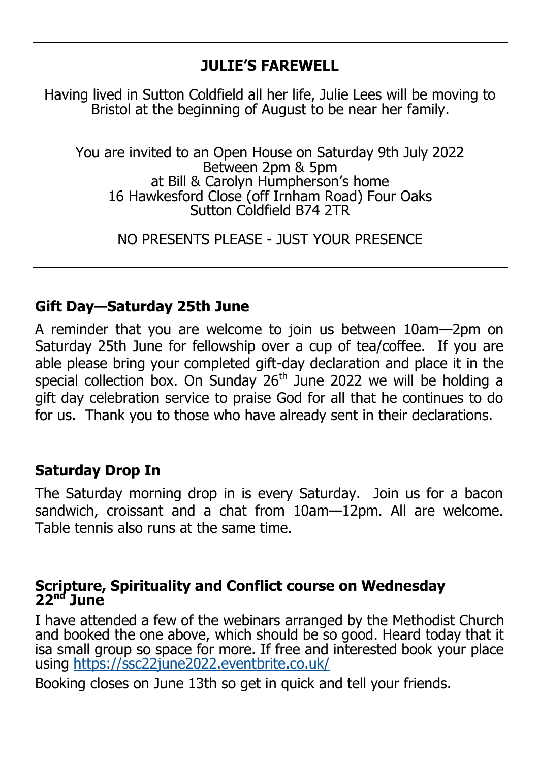## JULIE'S FAREWELL

Having lived in Sutton Coldfield all her life, Julie Lees will be moving to Bristol at the beginning of August to be near her family.

You are invited to an Open House on Saturday 9th July 2022
Between 2pm & 5pm
at Bill & Carolyn Humpherson's home
16 Hawkesford Close (off Irnham Road) Four Oaks
Sutton Coldfield B74 2TR

NO PRESENTS PLEASE - JUST YOUR PRESENCE

## Gift Day—Saturday 25th June

A reminder that you are welcome to join us between 10am—2pm on Saturday 25th June for fellowship over a cup of tea/coffee. If you are able please bring your completed gift-day declaration and place it in the special collection box. On Sunday 26th June 2022 we will be holding a gift day celebration service to praise God for all that he continues to do for us. Thank you to those who have already sent in their declarations.

## Saturday Drop In

The Saturday morning drop in is every Saturday. Join us for a bacon sandwich, croissant and a chat from 10am—12pm. All are welcome. Table tennis also runs at the same time.

## Scripture, Spirituality and Conflict course on Wednesday 22nd June

I have attended a few of the webinars arranged by the Methodist Church and booked the one above, which should be so good. Heard today that it isa small group so space for more. If free and interested book your place using https://ssc22june2022.eventbrite.co.uk/

Booking closes on June 13th so get in quick and tell your friends.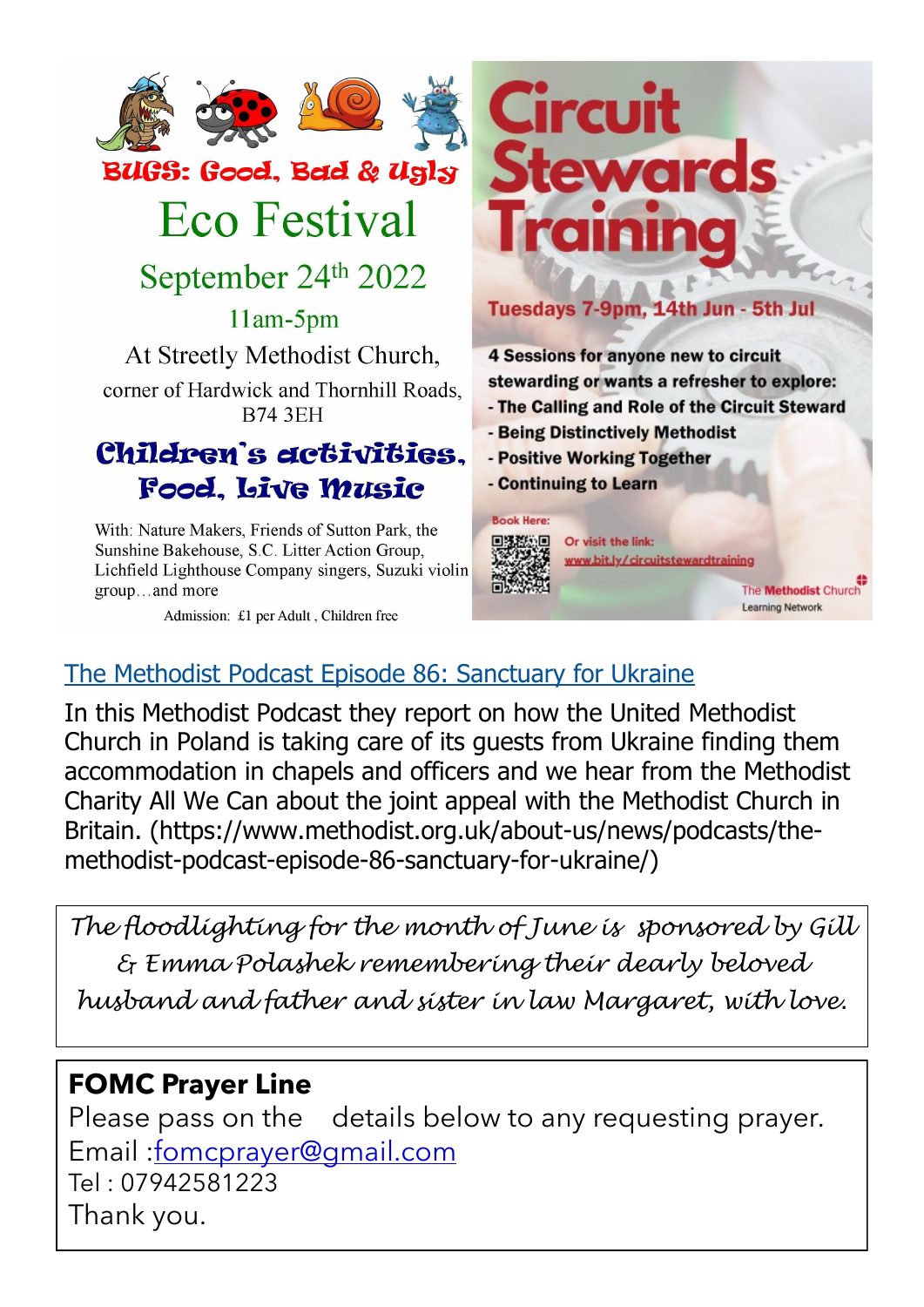## BUGS: Good, Bad & Ugly

# Eco Festival

## September 24th 2022

11am-5pm

At Streetly Methodist Church,

corner of Hardwick and Thornhill Roads, B74 3EH

### Children's activities, Food, Live Music

With: Nature Makers, Friends of Sutton Park, the Sunshine Bakehouse, S.C. Litter Action Group, Lichfield Lighthouse Company singers, Suzuki violin group…and more

Admission: £1 per Adult , Children free

# Circuit Stewards Training

**Tuesdays 7-9pm, 14th Jun - 5th Jul**

**4 Sessions for anyone new to circuit stewarding or wants a refresher to explore:**

- **The Calling and Role of the Circuit Steward**
- **Being Distinctively Methodist**
- **Positive Working Together**
- **Continuing to Learn**

Book Here:

Or visit the link: www.bit.ly/circuitstewardtraining

The Methodist Church Learning Network

## The Methodist Podcast Episode 86: Sanctuary for Ukraine

In this Methodist Podcast they report on how the United Methodist Church in Poland is taking care of its guests from Ukraine finding them accommodation in chapels and officers and we hear from the Methodist Charity All We Can about the joint appeal with the Methodist Church in Britain. (https://www.methodist.org.uk/about-us/news/podcasts/the-methodist-podcast-episode-86-sanctuary-for-ukraine/)

*The floodlighting for the month of June is sponsored by Gill & Emma Polashek remembering their dearly beloved husband and father and sister in law Margaret, with love.*

**FOMC Prayer Line**

Please pass on the details below to any requesting prayer.

Email :fomcprayer@gmail.com

Tel : 07942581223

Thank you.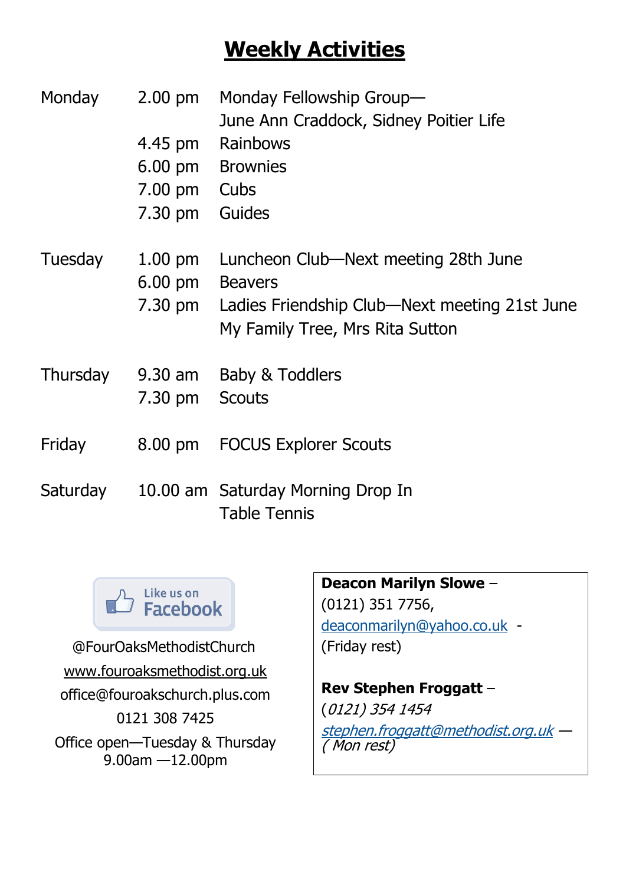# Weekly Activities

| | | |
|---|---|---|
| Monday | 2.00 pm | Monday Fellowship Group—<br>June Ann Craddock, Sidney Poitier Life |
| | 4.45 pm | Rainbows |
| | 6.00 pm | Brownies |
| | 7.00 pm | Cubs |
| | 7.30 pm | Guides |
| Tuesday | 1.00 pm | Luncheon Club—Next meeting 28th June |
| | 6.00 pm | Beavers |
| | 7.30 pm | Ladies Friendship Club—Next meeting 21st June<br>My Family Tree, Mrs Rita Sutton |
| Thursday | 9.30 am | Baby & Toddlers |
| | 7.30 pm | Scouts |
| Friday | 8.00 pm | FOCUS Explorer Scouts |
| Saturday | 10.00 am | Saturday Morning Drop In<br>Table Tennis |

Like us on Facebook

@FourOaksMethodistChurch

www.fouroaksmethodist.org.uk

office@fouroakschurch.plus.com

0121 308 7425

Office open—Tuesday & Thursday
9.00am —12.00pm

**Deacon Marilyn Slowe** –
(0121) 351 7756,
deaconmarilyn@yahoo.co.uk -
(Friday rest)

**Rev Stephen Froggatt** –
*(0121) 354 1454*
*stephen.froggatt@methodist.org.uk* —
*( Mon rest)*